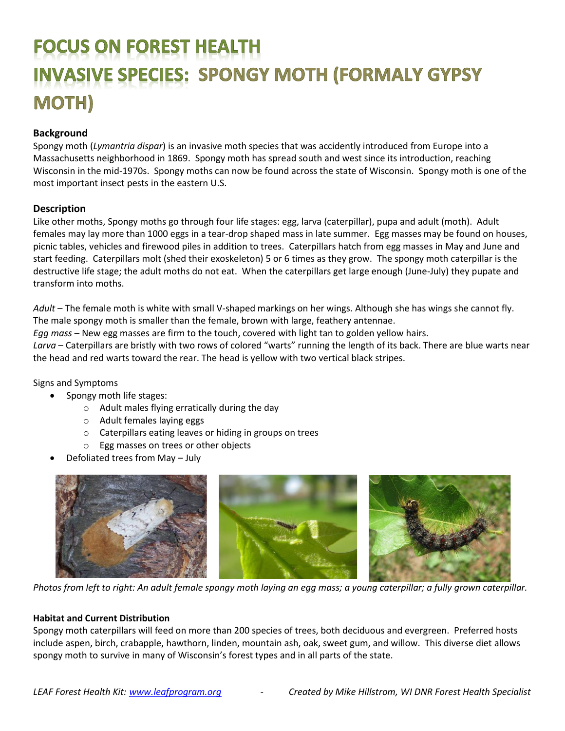# FOCUS ON FOREST HEALTH
# INVASIVE SPECIES: SPONGY MOTH (FORMALY GYPSY MOTH)

### Background

Spongy moth (*Lymantria dispar*) is an invasive moth species that was accidently introduced from Europe into a Massachusetts neighborhood in 1869. Spongy moth has spread south and west since its introduction, reaching Wisconsin in the mid-1970s. Spongy moths can now be found across the state of Wisconsin. Spongy moth is one of the most important insect pests in the eastern U.S.

### Description

Like other moths, Spongy moths go through four life stages: egg, larva (caterpillar), pupa and adult (moth). Adult females may lay more than 1000 eggs in a tear-drop shaped mass in late summer. Egg masses may be found on houses, picnic tables, vehicles and firewood piles in addition to trees. Caterpillars hatch from egg masses in May and June and start feeding. Caterpillars molt (shed their exoskeleton) 5 or 6 times as they grow. The spongy moth caterpillar is the destructive life stage; the adult moths do not eat. When the caterpillars get large enough (June-July) they pupate and transform into moths.

*Adult* – The female moth is white with small V-shaped markings on her wings. Although she has wings she cannot fly. The male spongy moth is smaller than the female, brown with large, feathery antennae.
*Egg mass* – New egg masses are firm to the touch, covered with light tan to golden yellow hairs.
*Larva* – Caterpillars are bristly with two rows of colored "warts" running the length of its back. There are blue warts near the head and red warts toward the rear. The head is yellow with two vertical black stripes.

Signs and Symptoms

- Spongy moth life stages:
  - Adult males flying erratically during the day
  - Adult females laying eggs
  - Caterpillars eating leaves or hiding in groups on trees
  - Egg masses on trees or other objects
- Defoliated trees from May – July

*Photos from left to right: An adult female spongy moth laying an egg mass; a young caterpillar; a fully grown caterpillar.*

### Habitat and Current Distribution

Spongy moth caterpillars will feed on more than 200 species of trees, both deciduous and evergreen. Preferred hosts include aspen, birch, crabapple, hawthorn, linden, mountain ash, oak, sweet gum, and willow. This diverse diet allows spongy moth to survive in many of Wisconsin's forest types and in all parts of the state.

*LEAF Forest Health Kit: [www.leafprogram.org](http://www.leafprogram.org)* - *Created by Mike Hillstrom, WI DNR Forest Health Specialist*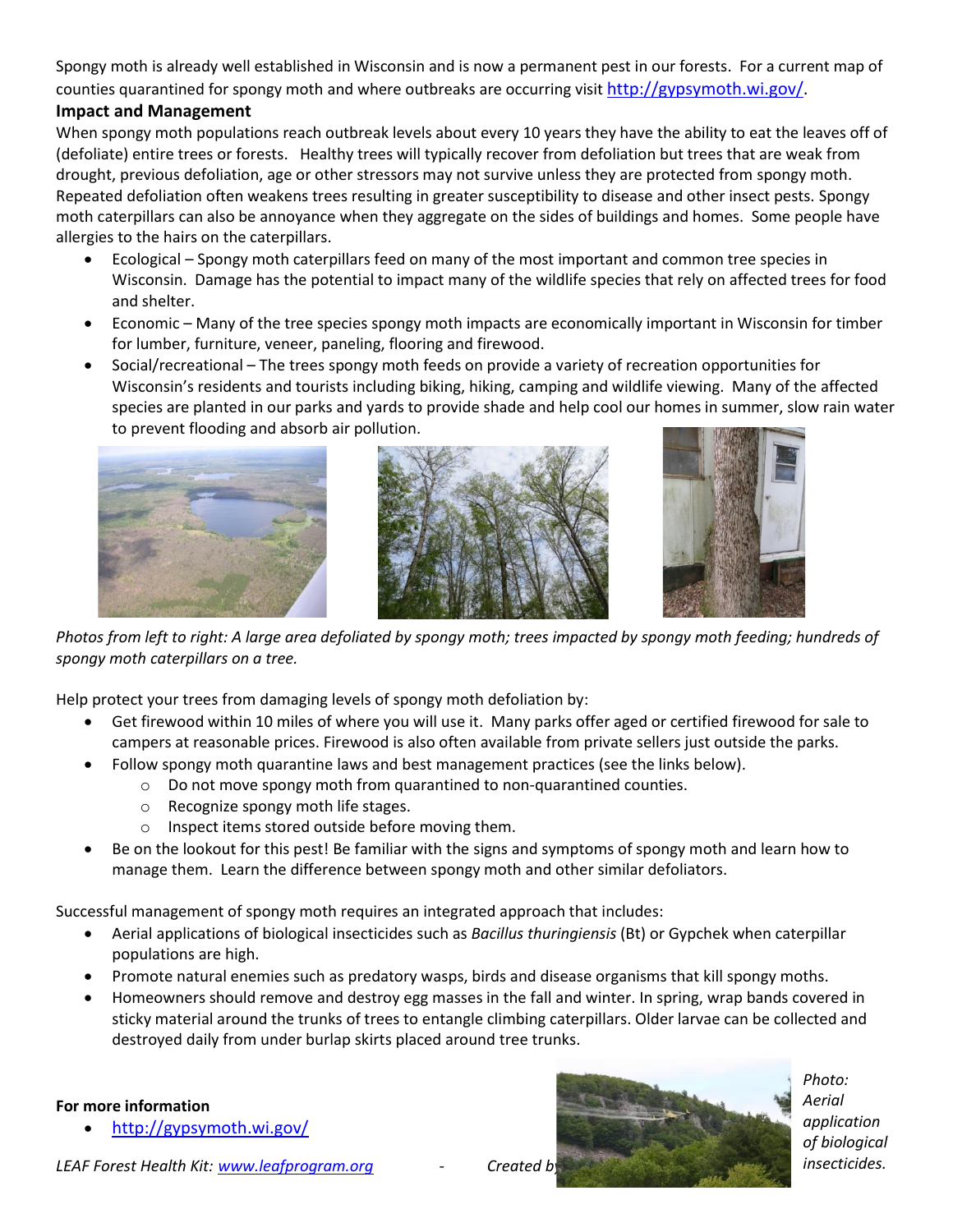Spongy moth is already well established in Wisconsin and is now a permanent pest in our forests. For a current map of counties quarantined for spongy moth and where outbreaks are occurring visit http://gypsymoth.wi.gov/.

**Impact and Management**

When spongy moth populations reach outbreak levels about every 10 years they have the ability to eat the leaves off of (defoliate) entire trees or forests. Healthy trees will typically recover from defoliation but trees that are weak from drought, previous defoliation, age or other stressors may not survive unless they are protected from spongy moth. Repeated defoliation often weakens trees resulting in greater susceptibility to disease and other insect pests. Spongy moth caterpillars can also be annoyance when they aggregate on the sides of buildings and homes. Some people have allergies to the hairs on the caterpillars.

- Ecological – Spongy moth caterpillars feed on many of the most important and common tree species in Wisconsin. Damage has the potential to impact many of the wildlife species that rely on affected trees for food and shelter.
- Economic – Many of the tree species spongy moth impacts are economically important in Wisconsin for timber for lumber, furniture, veneer, paneling, flooring and firewood.
- Social/recreational – The trees spongy moth feeds on provide a variety of recreation opportunities for Wisconsin's residents and tourists including biking, hiking, camping and wildlife viewing. Many of the affected species are planted in our parks and yards to provide shade and help cool our homes in summer, slow rain water to prevent flooding and absorb air pollution.

*Photos from left to right: A large area defoliated by spongy moth; trees impacted by spongy moth feeding; hundreds of spongy moth caterpillars on a tree.*

Help protect your trees from damaging levels of spongy moth defoliation by:

- Get firewood within 10 miles of where you will use it. Many parks offer aged or certified firewood for sale to campers at reasonable prices. Firewood is also often available from private sellers just outside the parks.
- Follow spongy moth quarantine laws and best management practices (see the links below).
  - Do not move spongy moth from quarantined to non-quarantined counties.
  - Recognize spongy moth life stages.
  - Inspect items stored outside before moving them.
- Be on the lookout for this pest! Be familiar with the signs and symptoms of spongy moth and learn how to manage them. Learn the difference between spongy moth and other similar defoliators.

Successful management of spongy moth requires an integrated approach that includes:

- Aerial applications of biological insecticides such as *Bacillus thuringiensis* (Bt) or Gypchek when caterpillar populations are high.
- Promote natural enemies such as predatory wasps, birds and disease organisms that kill spongy moths.
- Homeowners should remove and destroy egg masses in the fall and winter. In spring, wrap bands covered in sticky material around the trunks of trees to entangle climbing caterpillars. Older larvae can be collected and destroyed daily from under burlap skirts placed around tree trunks.

**For more information**

- http://gypsymoth.wi.gov/

*Photo: Aerial application of biological insecticides.*

*LEAF Forest Health Kit: www.leafprogram.org - Created b*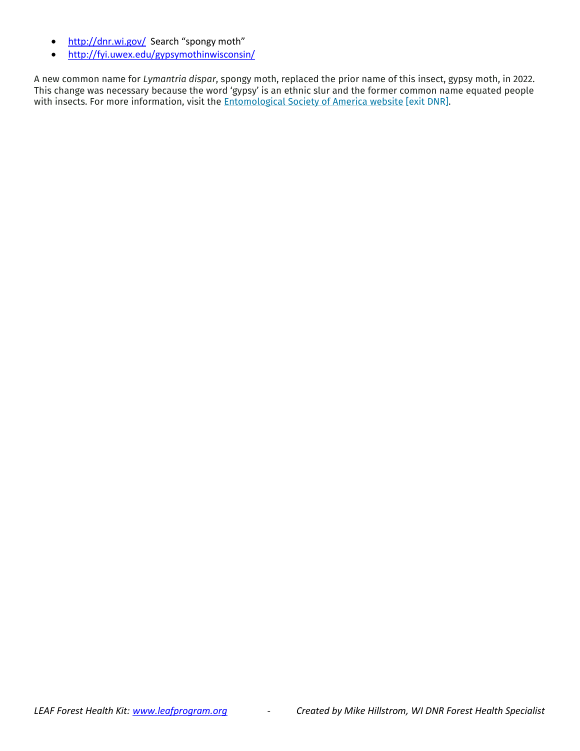- http://dnr.wi.gov/ Search “spongy moth”
- http://fyi.uwex.edu/gypsymothinwisconsin/

A new common name for *Lymantria dispar*, spongy moth, replaced the prior name of this insect, gypsy moth, in 2022. This change was necessary because the word ‘gypsy’ is an ethnic slur and the former common name equated people with insects. For more information, visit the Entomological Society of America website [exit DNR].